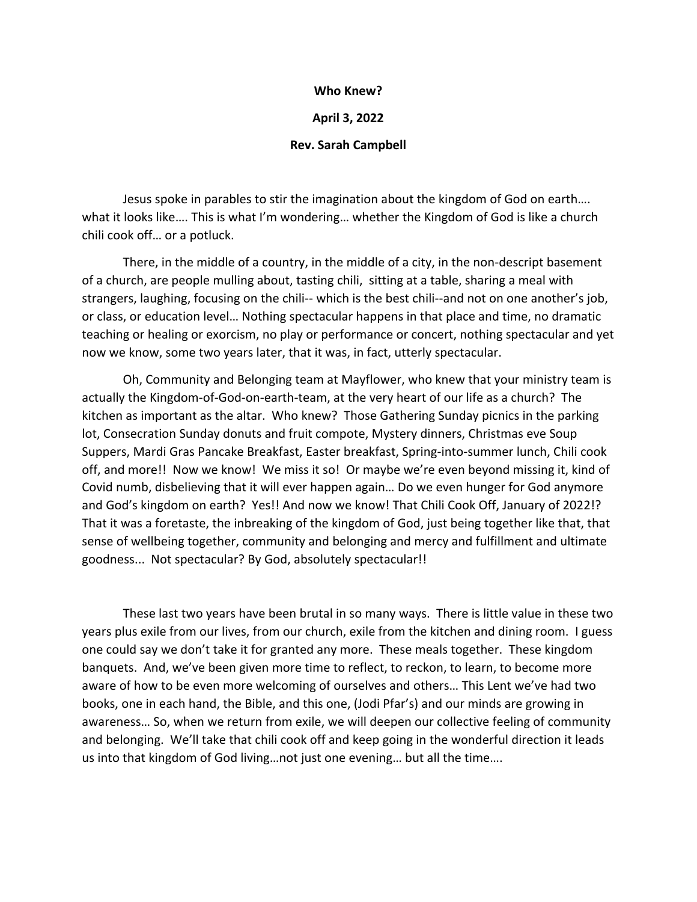**Who Knew?**

**April 3, 2022**

**Rev. Sarah Campbell**

Jesus spoke in parables to stir the imagination about the kingdom of God on earth…. what it looks like…. This is what I'm wondering… whether the Kingdom of God is like a church chili cook off… or a potluck.

There, in the middle of a country, in the middle of a city, in the non-descript basement of a church, are people mulling about, tasting chili, sitting at a table, sharing a meal with strangers, laughing, focusing on the chili-- which is the best chili--and not on one another's job, or class, or education level… Nothing spectacular happens in that place and time, no dramatic teaching or healing or exorcism, no play or performance or concert, nothing spectacular and yet now we know, some two years later, that it was, in fact, utterly spectacular.

Oh, Community and Belonging team at Mayflower, who knew that your ministry team is actually the Kingdom-of-God-on-earth-team, at the very heart of our life as a church? The kitchen as important as the altar. Who knew? Those Gathering Sunday picnics in the parking lot, Consecration Sunday donuts and fruit compote, Mystery dinners, Christmas eve Soup Suppers, Mardi Gras Pancake Breakfast, Easter breakfast, Spring-into-summer lunch, Chili cook off, and more!! Now we know! We miss it so! Or maybe we're even beyond missing it, kind of Covid numb, disbelieving that it will ever happen again… Do we even hunger for God anymore and God's kingdom on earth? Yes!! And now we know! That Chili Cook Off, January of 2022!? That it was a foretaste, the inbreaking of the kingdom of God, just being together like that, that sense of wellbeing together, community and belonging and mercy and fulfillment and ultimate goodness... Not spectacular? By God, absolutely spectacular!!

These last two years have been brutal in so many ways. There is little value in these two years plus exile from our lives, from our church, exile from the kitchen and dining room. I guess one could say we don't take it for granted any more. These meals together. These kingdom banquets. And, we've been given more time to reflect, to reckon, to learn, to become more aware of how to be even more welcoming of ourselves and others… This Lent we've had two books, one in each hand, the Bible, and this one, (Jodi Pfar's) and our minds are growing in awareness… So, when we return from exile, we will deepen our collective feeling of community and belonging. We'll take that chili cook off and keep going in the wonderful direction it leads us into that kingdom of God living…not just one evening… but all the time….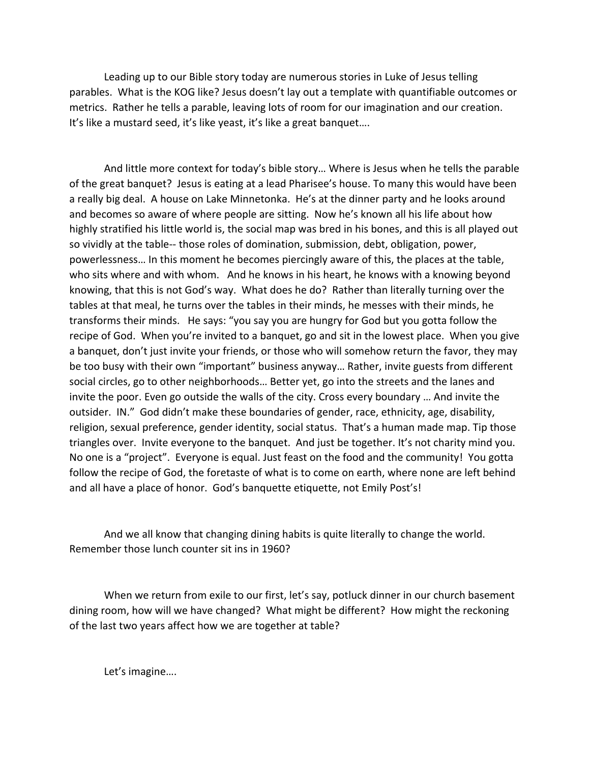Leading up to our Bible story today are numerous stories in Luke of Jesus telling parables. What is the KOG like? Jesus doesn't lay out a template with quantifiable outcomes or metrics. Rather he tells a parable, leaving lots of room for our imagination and our creation. It's like a mustard seed, it's like yeast, it's like a great banquet….

And little more context for today's bible story… Where is Jesus when he tells the parable of the great banquet? Jesus is eating at a lead Pharisee's house. To many this would have been a really big deal. A house on Lake Minnetonka. He's at the dinner party and he looks around and becomes so aware of where people are sitting. Now he's known all his life about how highly stratified his little world is, the social map was bred in his bones, and this is all played out so vividly at the table-- those roles of domination, submission, debt, obligation, power, powerlessness… In this moment he becomes piercingly aware of this, the places at the table, who sits where and with whom. And he knows in his heart, he knows with a knowing beyond knowing, that this is not God's way. What does he do? Rather than literally turning over the tables at that meal, he turns over the tables in their minds, he messes with their minds, he transforms their minds. He says: "you say you are hungry for God but you gotta follow the recipe of God. When you're invited to a banquet, go and sit in the lowest place. When you give a banquet, don't just invite your friends, or those who will somehow return the favor, they may be too busy with their own "important" business anyway… Rather, invite guests from different social circles, go to other neighborhoods… Better yet, go into the streets and the lanes and invite the poor. Even go outside the walls of the city. Cross every boundary … And invite the outsider. IN." God didn't make these boundaries of gender, race, ethnicity, age, disability, religion, sexual preference, gender identity, social status. That's a human made map. Tip those triangles over. Invite everyone to the banquet. And just be together. It's not charity mind you. No one is a "project". Everyone is equal. Just feast on the food and the community! You gotta follow the recipe of God, the foretaste of what is to come on earth, where none are left behind and all have a place of honor. God's banquette etiquette, not Emily Post's!

And we all know that changing dining habits is quite literally to change the world. Remember those lunch counter sit ins in 1960?

When we return from exile to our first, let's say, potluck dinner in our church basement dining room, how will we have changed? What might be different? How might the reckoning of the last two years affect how we are together at table?

Let's imagine….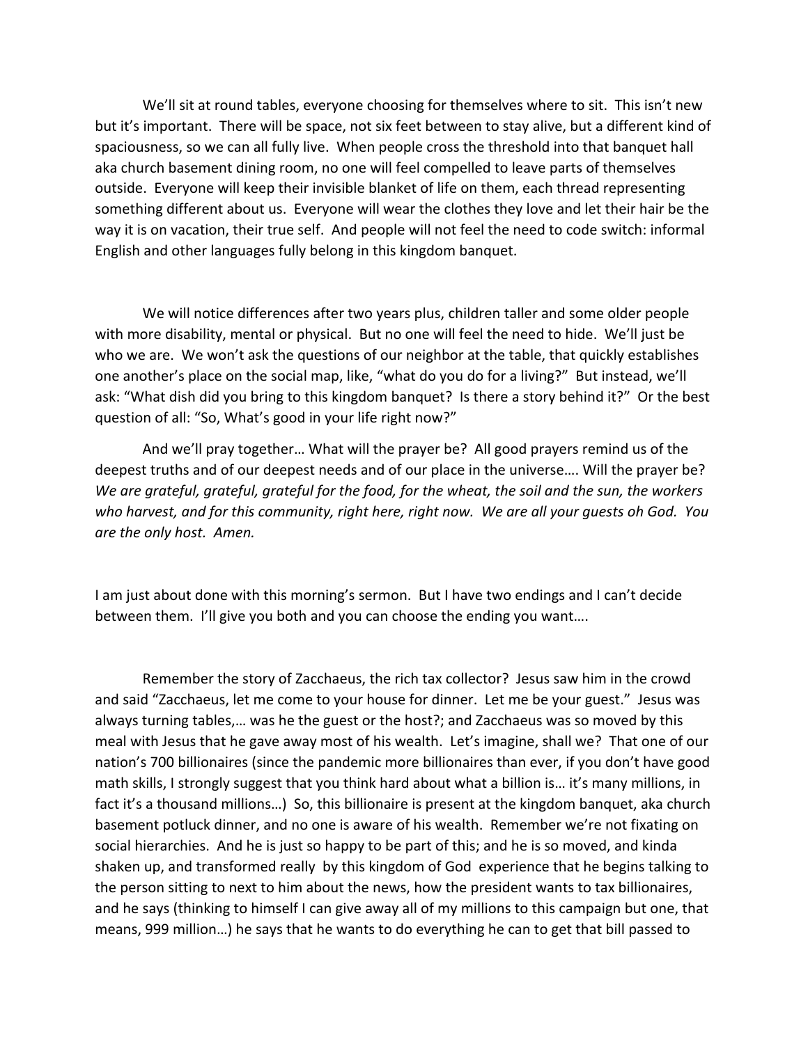We'll sit at round tables, everyone choosing for themselves where to sit. This isn't new but it's important. There will be space, not six feet between to stay alive, but a different kind of spaciousness, so we can all fully live. When people cross the threshold into that banquet hall aka church basement dining room, no one will feel compelled to leave parts of themselves outside. Everyone will keep their invisible blanket of life on them, each thread representing something different about us. Everyone will wear the clothes they love and let their hair be the way it is on vacation, their true self. And people will not feel the need to code switch: informal English and other languages fully belong in this kingdom banquet.

We will notice differences after two years plus, children taller and some older people with more disability, mental or physical. But no one will feel the need to hide. We'll just be who we are. We won't ask the questions of our neighbor at the table, that quickly establishes one another's place on the social map, like, "what do you do for a living?" But instead, we'll ask: "What dish did you bring to this kingdom banquet? Is there a story behind it?" Or the best question of all: "So, What's good in your life right now?"

And we'll pray together… What will the prayer be? All good prayers remind us of the deepest truths and of our deepest needs and of our place in the universe…. Will the prayer be? *We are grateful, grateful, grateful for the food, for the wheat, the soil and the sun, the workers who harvest, and for this community, right here, right now. We are all your guests oh God. You are the only host. Amen.*

I am just about done with this morning's sermon. But I have two endings and I can't decide between them. I'll give you both and you can choose the ending you want….

Remember the story of Zacchaeus, the rich tax collector? Jesus saw him in the crowd and said "Zacchaeus, let me come to your house for dinner. Let me be your guest." Jesus was always turning tables,… was he the guest or the host?; and Zacchaeus was so moved by this meal with Jesus that he gave away most of his wealth. Let's imagine, shall we? That one of our nation's 700 billionaires (since the pandemic more billionaires than ever, if you don't have good math skills, I strongly suggest that you think hard about what a billion is… it's many millions, in fact it's a thousand millions…) So, this billionaire is present at the kingdom banquet, aka church basement potluck dinner, and no one is aware of his wealth. Remember we're not fixating on social hierarchies. And he is just so happy to be part of this; and he is so moved, and kinda shaken up, and transformed really by this kingdom of God experience that he begins talking to the person sitting to next to him about the news, how the president wants to tax billionaires, and he says (thinking to himself I can give away all of my millions to this campaign but one, that means, 999 million…) he says that he wants to do everything he can to get that bill passed to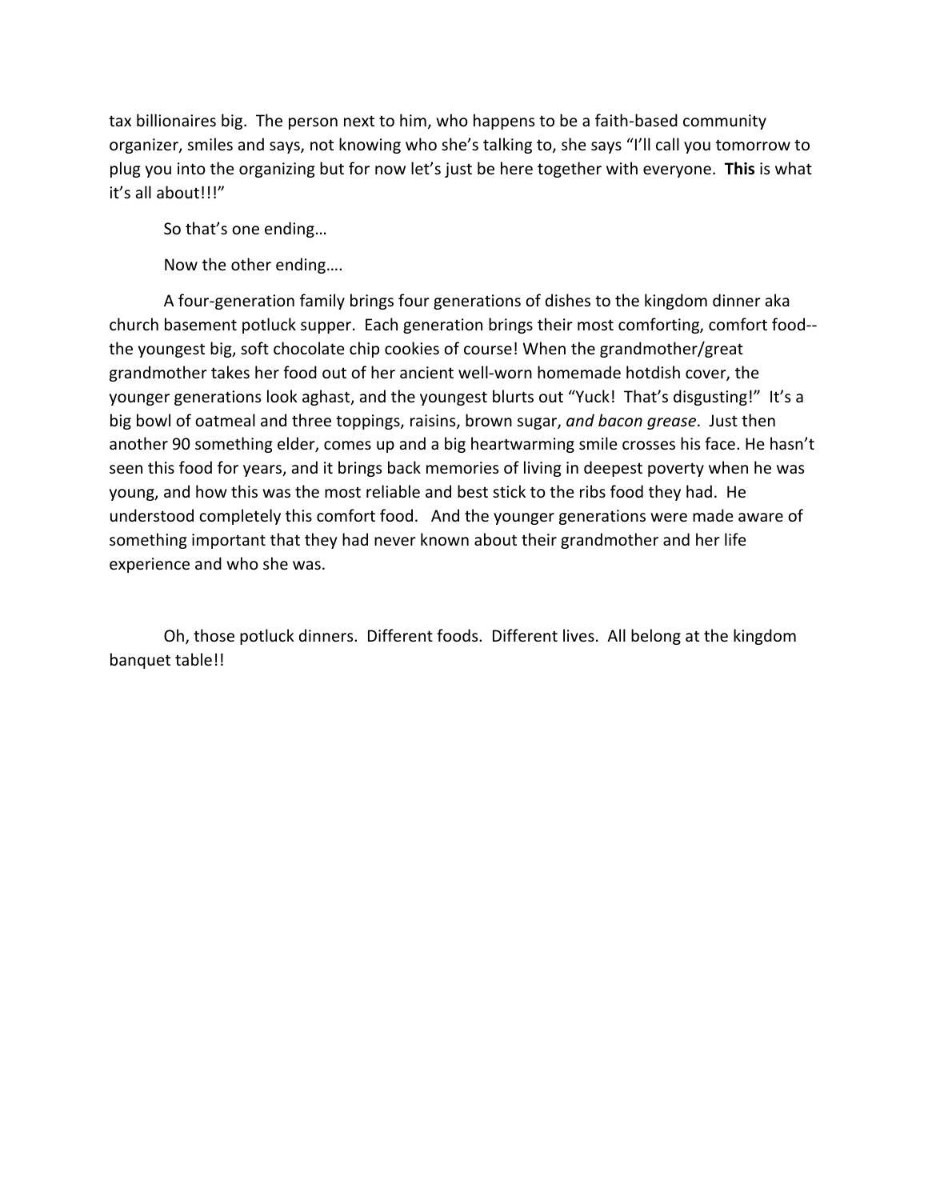tax billionaires big. The person next to him, who happens to be a faith-based community organizer, smiles and says, not knowing who she's talking to, she says "I'll call you tomorrow to plug you into the organizing but for now let's just be here together with everyone. **This** is what it's all about!!!"

So that's one ending…

Now the other ending….

A four-generation family brings four generations of dishes to the kingdom dinner aka church basement potluck supper. Each generation brings their most comforting, comfort food--the youngest big, soft chocolate chip cookies of course! When the grandmother/great grandmother takes her food out of her ancient well-worn homemade hotdish cover, the younger generations look aghast, and the youngest blurts out "Yuck! That's disgusting!" It's a big bowl of oatmeal and three toppings, raisins, brown sugar, *and bacon grease*. Just then another 90 something elder, comes up and a big heartwarming smile crosses his face. He hasn't seen this food for years, and it brings back memories of living in deepest poverty when he was young, and how this was the most reliable and best stick to the ribs food they had. He understood completely this comfort food. And the younger generations were made aware of something important that they had never known about their grandmother and her life experience and who she was.

Oh, those potluck dinners. Different foods. Different lives. All belong at the kingdom banquet table!!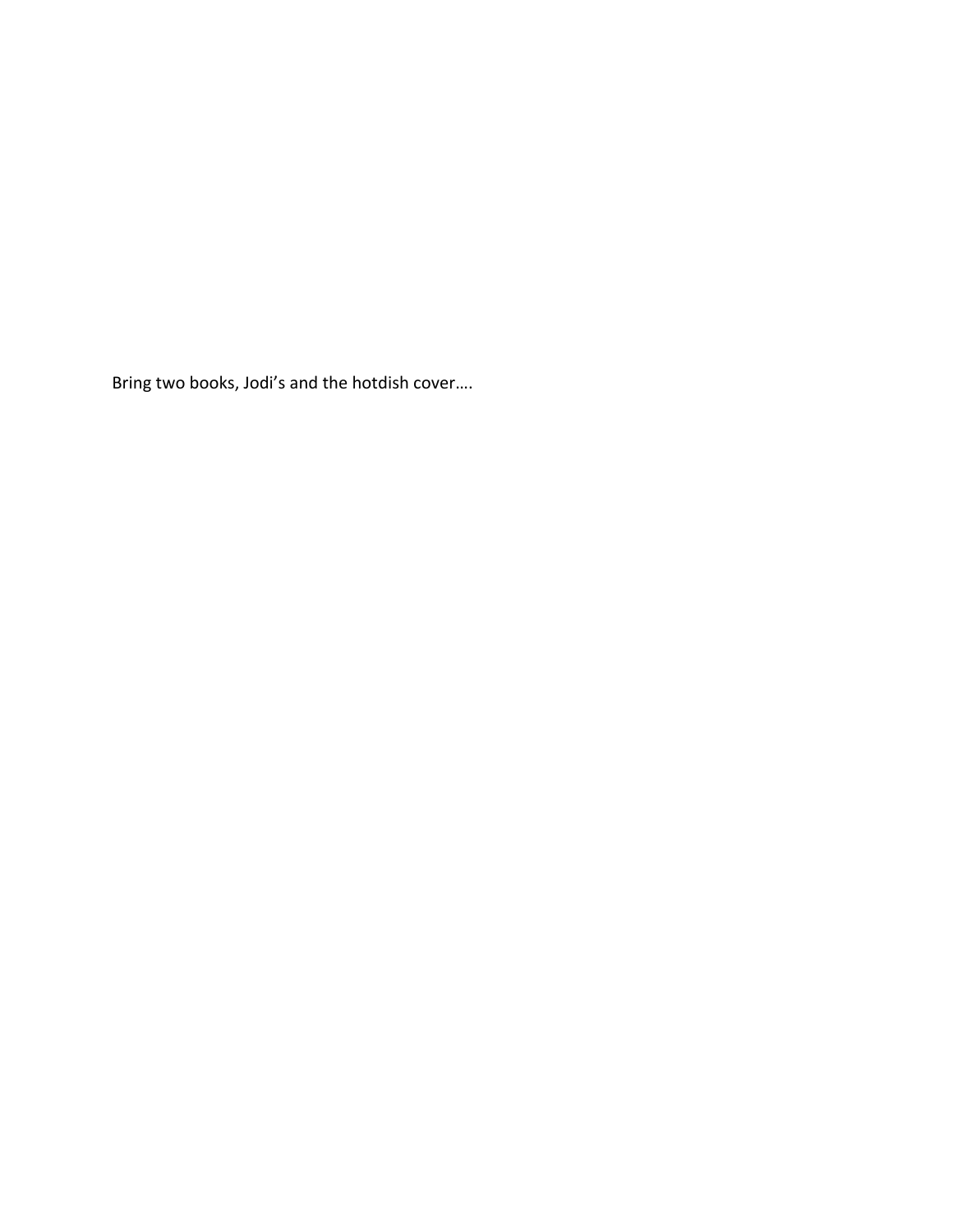Bring two books, Jodi's and the hotdish cover….